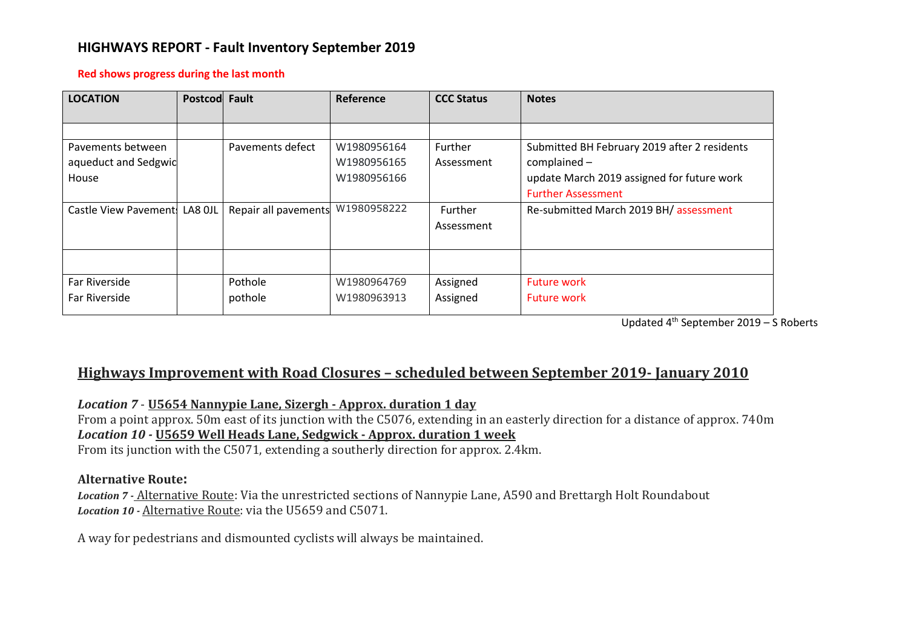# HIGHWAYS REPORT - Fault Inventory September 2019

**Red shows progress during the last month**

| LOCATION | Postcod | Fault | Reference | CCC Status | Notes |
|---|---|---|---|---|---|
| | | | | | |
| Pavements between aqueduct and Sedgwic House | | Pavements defect | W1980956164 W1980956165 W1980956166 | Further Assessment | Submitted BH February 2019 after 2 residents complained – update March 2019 assigned for future work Further Assessment |
| Castle View Pavements | LA8 0JL | Repair all pavements | W1980958222 | Further Assessment | Re-submitted March 2019 BH/ assessment |
| | | | | | |
| Far Riverside Far Riverside | | Pothole pothole | W1980964769 W1980963913 | Assigned Assigned | Future work Future work |

Updated 4th September 2019 – S Roberts

## Highways Improvement with Road Closures – scheduled between September 2019- January 2010

***Location 7*** - **U5654 Nannypie Lane, Sizergh - Approx. duration 1 day**
From a point approx. 50m east of its junction with the C5076, extending in an easterly direction for a distance of approx. 740m
***Location 10*** - **U5659 Well Heads Lane, Sedgwick - Approx. duration 1 week**
From its junction with the C5071, extending a southerly direction for approx. 2.4km.

**Alternative Route:**

***Location 7*** - Alternative Route: Via the unrestricted sections of Nannypie Lane, A590 and Brettargh Holt Roundabout
***Location 10*** - Alternative Route: via the U5659 and C5071.

A way for pedestrians and dismounted cyclists will always be maintained.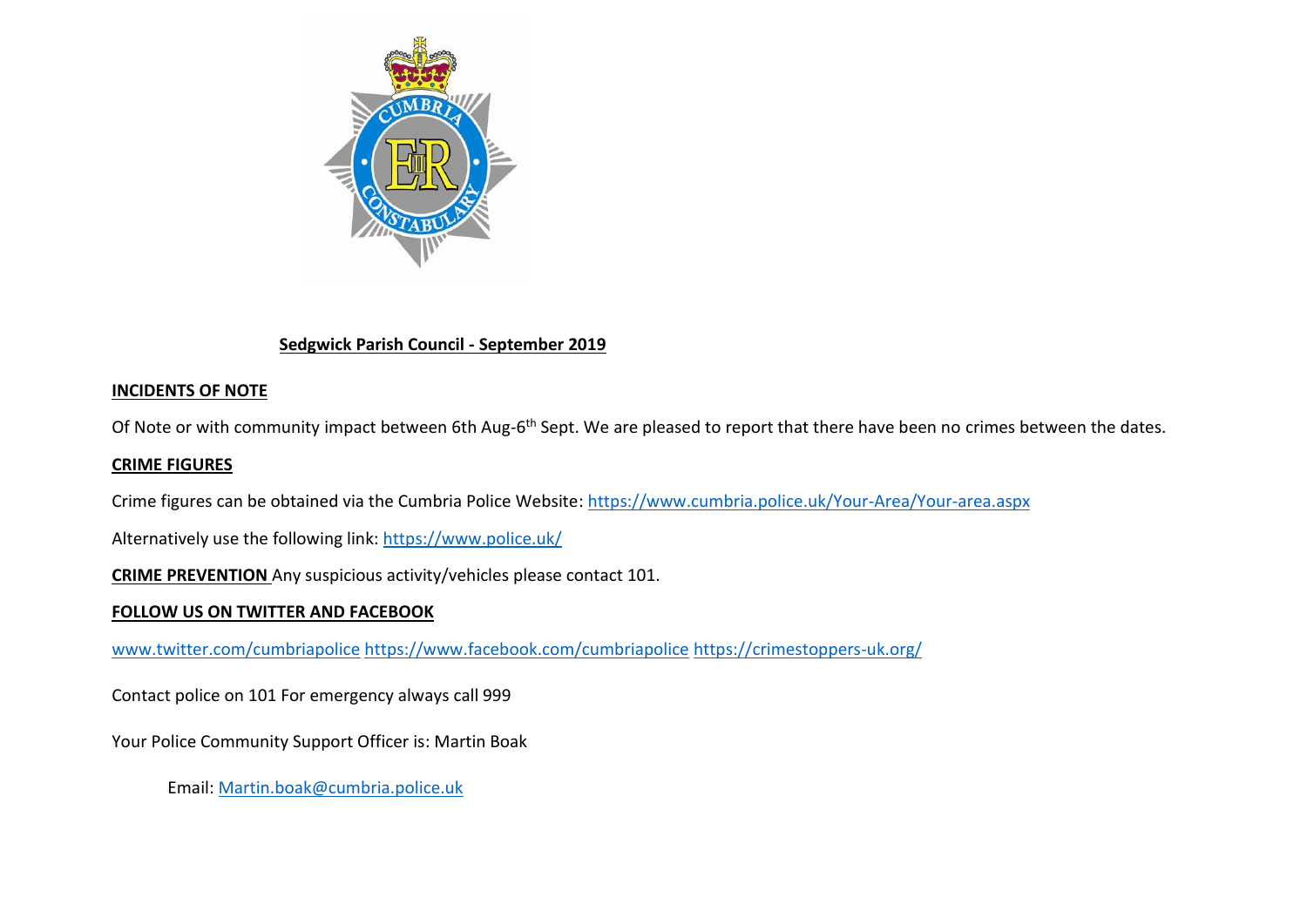**Sedgwick Parish Council - September 2019**

**INCIDENTS OF NOTE**

Of Note or with community impact between 6th Aug-6th Sept. We are pleased to report that there have been no crimes between the dates.

**CRIME FIGURES**

Crime figures can be obtained via the Cumbria Police Website: https://www.cumbria.police.uk/Your-Area/Your-area.aspx

Alternatively use the following link: https://www.police.uk/

**CRIME PREVENTION** Any suspicious activity/vehicles please contact 101.

**FOLLOW US ON TWITTER AND FACEBOOK**

www.twitter.com/cumbriapolice https://www.facebook.com/cumbriapolice https://crimestoppers-uk.org/

Contact police on 101 For emergency always call 999

Your Police Community Support Officer is: Martin Boak

Email: Martin.boak@cumbria.police.uk